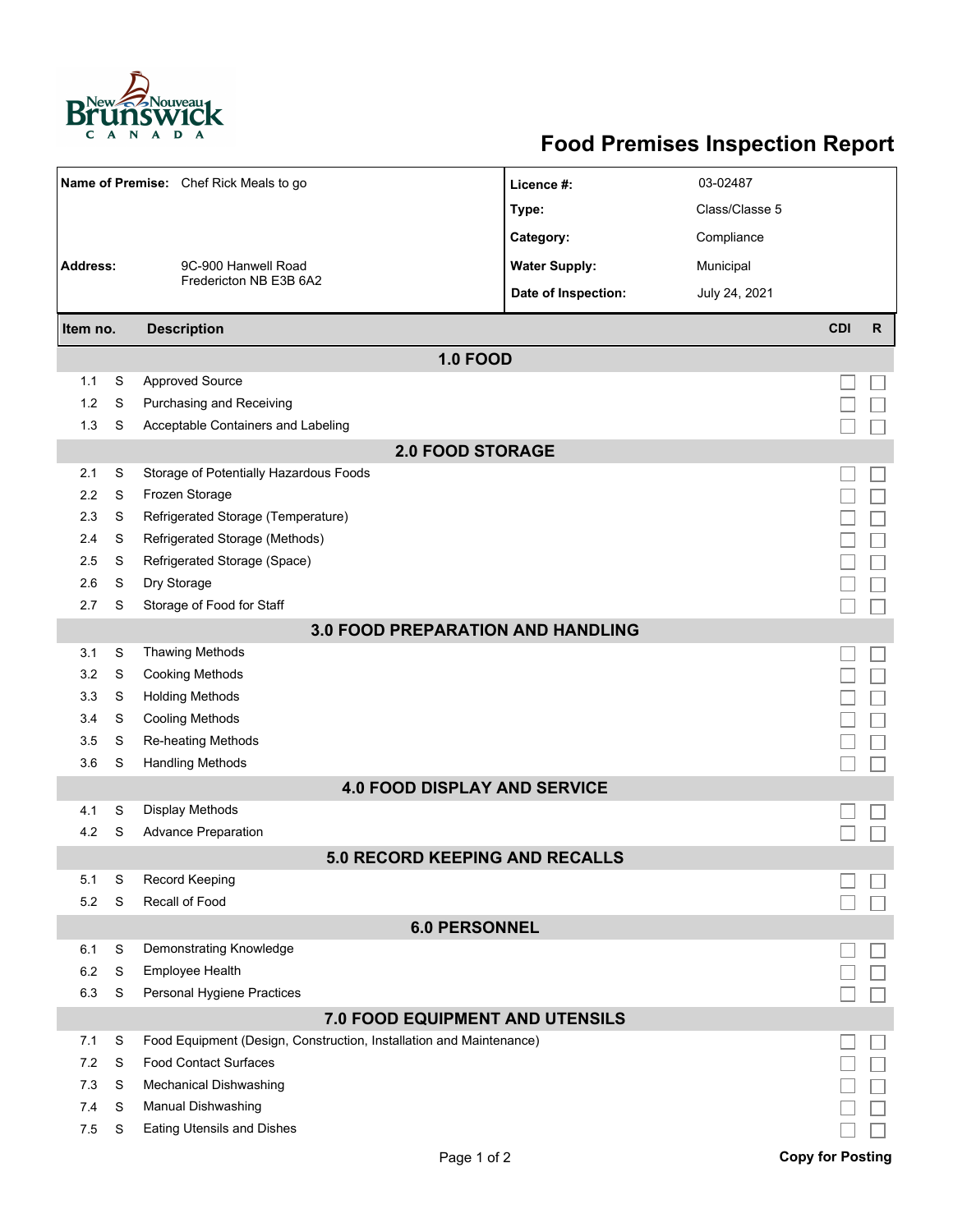# Food Premises Inspection Report

| | | | |
|---|---|---|---|
| **Name of Premise:** | Chef Rick Meals to go | **Licence #:** | 03-02487 |
| | | **Type:** | Class/Classe 5 |
| | | **Category:** | Compliance |
| **Address:** | 9C-900 Hanwell Road Fredericton NB E3B 6A2 | **Water Supply:** | Municipal |
| | | **Date of Inspection:** | July 24, 2021 |

| Item no. | | Description | CDI | R |
|---|---|---|---|---|
| | | **1.0 FOOD** | | |
| 1.1 | S | Approved Source | ☐ | ☐ |
| 1.2 | S | Purchasing and Receiving | ☐ | ☐ |
| 1.3 | S | Acceptable Containers and Labeling | ☐ | ☐ |
| | | **2.0 FOOD STORAGE** | | |
| 2.1 | S | Storage of Potentially Hazardous Foods | ☐ | ☐ |
| 2.2 | S | Frozen Storage | ☐ | ☐ |
| 2.3 | S | Refrigerated Storage (Temperature) | ☐ | ☐ |
| 2.4 | S | Refrigerated Storage (Methods) | ☐ | ☐ |
| 2.5 | S | Refrigerated Storage (Space) | ☐ | ☐ |
| 2.6 | S | Dry Storage | ☐ | ☐ |
| 2.7 | S | Storage of Food for Staff | ☐ | ☐ |
| | | **3.0 FOOD PREPARATION AND HANDLING** | | |
| 3.1 | S | Thawing Methods | ☐ | ☐ |
| 3.2 | S | Cooking Methods | ☐ | ☐ |
| 3.3 | S | Holding Methods | ☐ | ☐ |
| 3.4 | S | Cooling Methods | ☐ | ☐ |
| 3.5 | S | Re-heating Methods | ☐ | ☐ |
| 3.6 | S | Handling Methods | ☐ | ☐ |
| | | **4.0 FOOD DISPLAY AND SERVICE** | | |
| 4.1 | S | Display Methods | ☐ | ☐ |
| 4.2 | S | Advance Preparation | ☐ | ☐ |
| | | **5.0 RECORD KEEPING AND RECALLS** | | |
| 5.1 | S | Record Keeping | ☐ | ☐ |
| 5.2 | S | Recall of Food | ☐ | ☐ |
| | | **6.0 PERSONNEL** | | |
| 6.1 | S | Demonstrating Knowledge | ☐ | ☐ |
| 6.2 | S | Employee Health | ☐ | ☐ |
| 6.3 | S | Personal Hygiene Practices | ☐ | ☐ |
| | | **7.0 FOOD EQUIPMENT AND UTENSILS** | | |
| 7.1 | S | Food Equipment (Design, Construction, Installation and Maintenance) | ☐ | ☐ |
| 7.2 | S | Food Contact Surfaces | ☐ | ☐ |
| 7.3 | S | Mechanical Dishwashing | ☐ | ☐ |
| 7.4 | S | Manual Dishwashing | ☐ | ☐ |
| 7.5 | S | Eating Utensils and Dishes | ☐ | ☐ |

**Copy for Posting**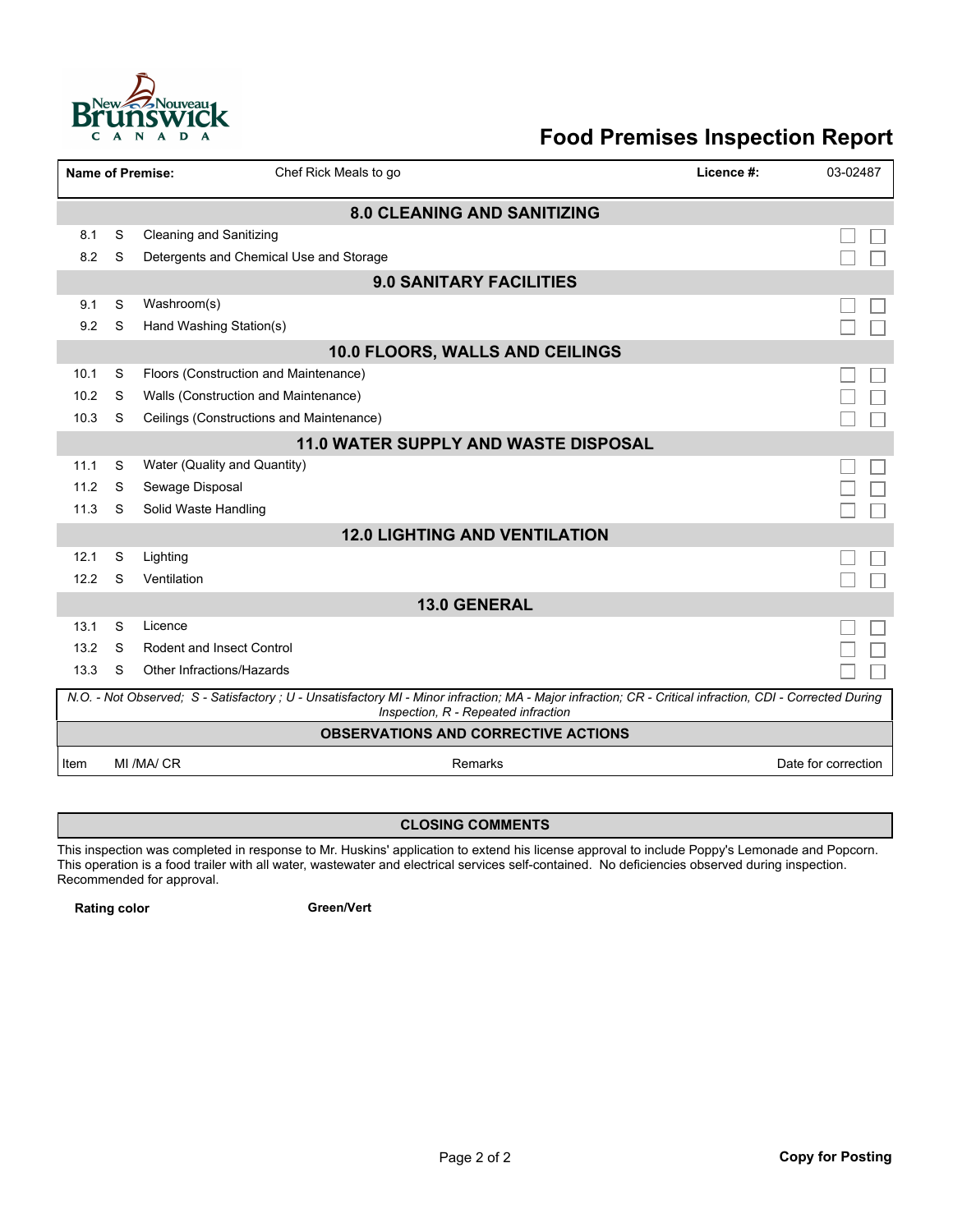New Brunswick / Nouveau Brunswick CANADA

# Food Premises Inspection Report

| **Name of Premise:** | Chef Rick Meals to go | **Licence #:** | 03-02487 |
|---|---|---|---|

| | | | | |
|---|---|---|---|---|
| | | **8.0 CLEANING AND SANITIZING** | | |
| 8.1 | S | Cleaning and Sanitizing | ☐ | ☐ |
| 8.2 | S | Detergents and Chemical Use and Storage | ☐ | ☐ |
| | | **9.0 SANITARY FACILITIES** | | |
| 9.1 | S | Washroom(s) | ☐ | ☐ |
| 9.2 | S | Hand Washing Station(s) | ☐ | ☐ |
| | | **10.0 FLOORS, WALLS AND CEILINGS** | | |
| 10.1 | S | Floors (Construction and Maintenance) | ☐ | ☐ |
| 10.2 | S | Walls (Construction and Maintenance) | ☐ | ☐ |
| 10.3 | S | Ceilings (Constructions and Maintenance) | ☐ | ☐ |
| | | **11.0 WATER SUPPLY AND WASTE DISPOSAL** | | |
| 11.1 | S | Water (Quality and Quantity) | ☐ | ☐ |
| 11.2 | S | Sewage Disposal | ☐ | ☐ |
| 11.3 | S | Solid Waste Handling | ☐ | ☐ |
| | | **12.0 LIGHTING AND VENTILATION** | | |
| 12.1 | S | Lighting | ☐ | ☐ |
| 12.2 | S | Ventilation | ☐ | ☐ |
| | | **13.0 GENERAL** | | |
| 13.1 | S | Licence | ☐ | ☐ |
| 13.2 | S | Rodent and Insect Control | ☐ | ☐ |
| 13.3 | S | Other Infractions/Hazards | ☐ | ☐ |

*N.O. - Not Observed; S - Satisfactory ; U - Unsatisfactory MI - Minor infraction; MA - Major infraction; CR - Critical infraction, CDI - Corrected During Inspection, R - Repeated infraction*

## OBSERVATIONS AND CORRECTIVE ACTIONS

| Item | MI /MA/ CR | Remarks | Date for correction |
|---|---|---|---|

## CLOSING COMMENTS

This inspection was completed in response to Mr. Huskins' application to extend his license approval to include Poppy's Lemonade and Popcorn. This operation is a food trailer with all water, wastewater and electrical services self-contained. No deficiencies observed during inspection. Recommended for approval.

**Rating color** **Green/Vert**

**Copy for Posting**